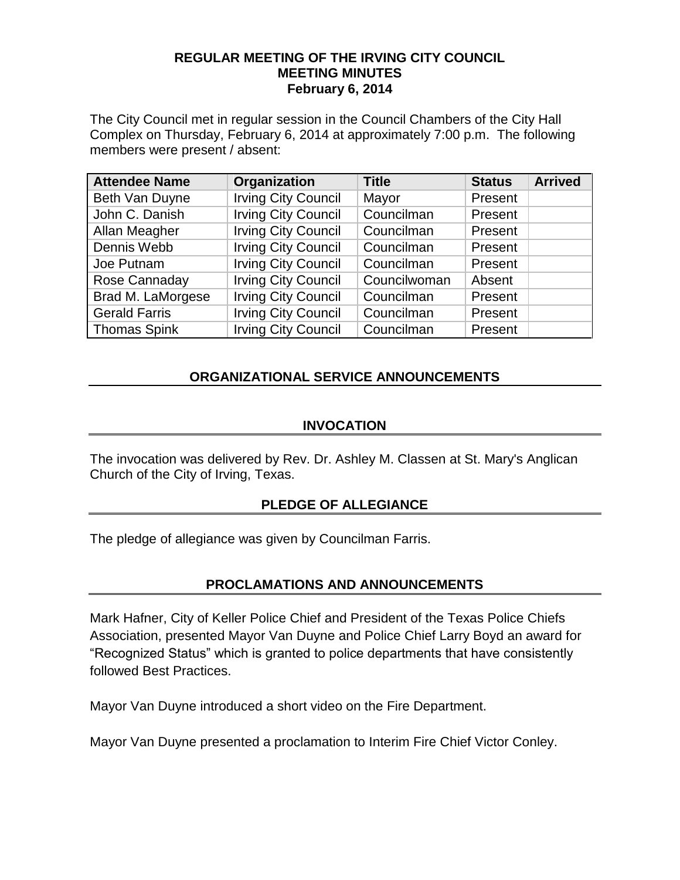# REGULAR MEETING OF THE IRVING CITY COUNCIL
## MEETING MINUTES
### February 6, 2014

The City Council met in regular session in the Council Chambers of the City Hall Complex on Thursday, February 6, 2014 at approximately 7:00 p.m. The following members were present / absent:

| Attendee Name | Organization | Title | Status | Arrived |
|---|---|---|---|---|
| Beth Van Duyne | Irving City Council | Mayor | Present | |
| John C. Danish | Irving City Council | Councilman | Present | |
| Allan Meagher | Irving City Council | Councilman | Present | |
| Dennis Webb | Irving City Council | Councilman | Present | |
| Joe Putnam | Irving City Council | Councilman | Present | |
| Rose Cannaday | Irving City Council | Councilwoman | Absent | |
| Brad M. LaMorgese | Irving City Council | Councilman | Present | |
| Gerald Farris | Irving City Council | Councilman | Present | |
| Thomas Spink | Irving City Council | Councilman | Present | |

## ORGANIZATIONAL SERVICE ANNOUNCEMENTS

## INVOCATION

The invocation was delivered by Rev. Dr. Ashley M. Classen at St. Mary's Anglican Church of the City of Irving, Texas.

## PLEDGE OF ALLEGIANCE

The pledge of allegiance was given by Councilman Farris.

## PROCLAMATIONS AND ANNOUNCEMENTS

Mark Hafner, City of Keller Police Chief and President of the Texas Police Chiefs Association, presented Mayor Van Duyne and Police Chief Larry Boyd an award for "Recognized Status" which is granted to police departments that have consistently followed Best Practices.

Mayor Van Duyne introduced a short video on the Fire Department.

Mayor Van Duyne presented a proclamation to Interim Fire Chief Victor Conley.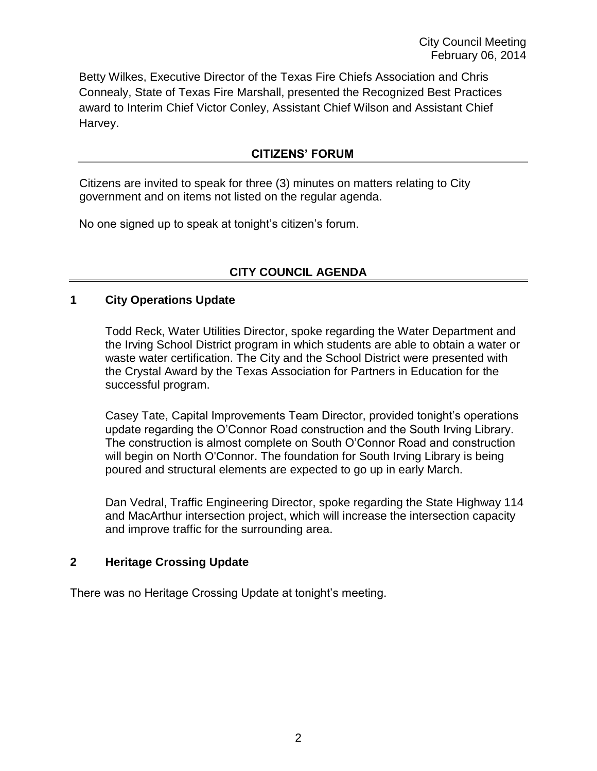Betty Wilkes, Executive Director of the Texas Fire Chiefs Association and Chris Connealy, State of Texas Fire Marshall, presented the Recognized Best Practices award to Interim Chief Victor Conley, Assistant Chief Wilson and Assistant Chief Harvey.

## CITIZENS' FORUM

Citizens are invited to speak for three (3) minutes on matters relating to City government and on items not listed on the regular agenda.

No one signed up to speak at tonight's citizen's forum.

## CITY COUNCIL AGENDA

### 1 City Operations Update

Todd Reck, Water Utilities Director, spoke regarding the Water Department and the Irving School District program in which students are able to obtain a water or waste water certification. The City and the School District were presented with the Crystal Award by the Texas Association for Partners in Education for the successful program.

Casey Tate, Capital Improvements Team Director, provided tonight's operations update regarding the O'Connor Road construction and the South Irving Library. The construction is almost complete on South O'Connor Road and construction will begin on North O'Connor. The foundation for South Irving Library is being poured and structural elements are expected to go up in early March.

Dan Vedral, Traffic Engineering Director, spoke regarding the State Highway 114 and MacArthur intersection project, which will increase the intersection capacity and improve traffic for the surrounding area.

### 2 Heritage Crossing Update

There was no Heritage Crossing Update at tonight's meeting.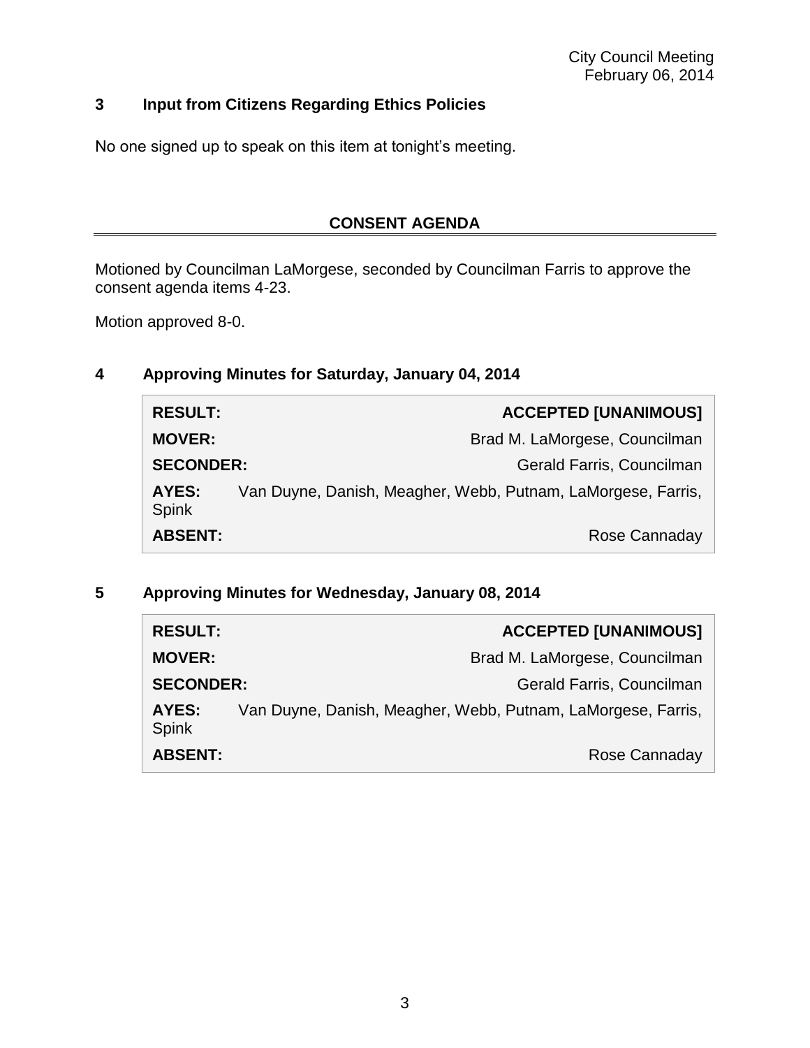## 3 Input from Citizens Regarding Ethics Policies

No one signed up to speak on this item at tonight's meeting.

## CONSENT AGENDA

Motioned by Councilman LaMorgese, seconded by Councilman Farris to approve the consent agenda items 4-23.

Motion approved 8-0.

## 4 Approving Minutes for Saturday, January 04, 2014

| | |
|---|---|
| **RESULT:** | **ACCEPTED [UNANIMOUS]** |
| **MOVER:** | Brad M. LaMorgese, Councilman |
| **SECONDER:** | Gerald Farris, Councilman |
| **AYES:** | Van Duyne, Danish, Meagher, Webb, Putnam, LaMorgese, Farris, Spink |
| **ABSENT:** | Rose Cannaday |

## 5 Approving Minutes for Wednesday, January 08, 2014

| | |
|---|---|
| **RESULT:** | **ACCEPTED [UNANIMOUS]** |
| **MOVER:** | Brad M. LaMorgese, Councilman |
| **SECONDER:** | Gerald Farris, Councilman |
| **AYES:** | Van Duyne, Danish, Meagher, Webb, Putnam, LaMorgese, Farris, Spink |
| **ABSENT:** | Rose Cannaday |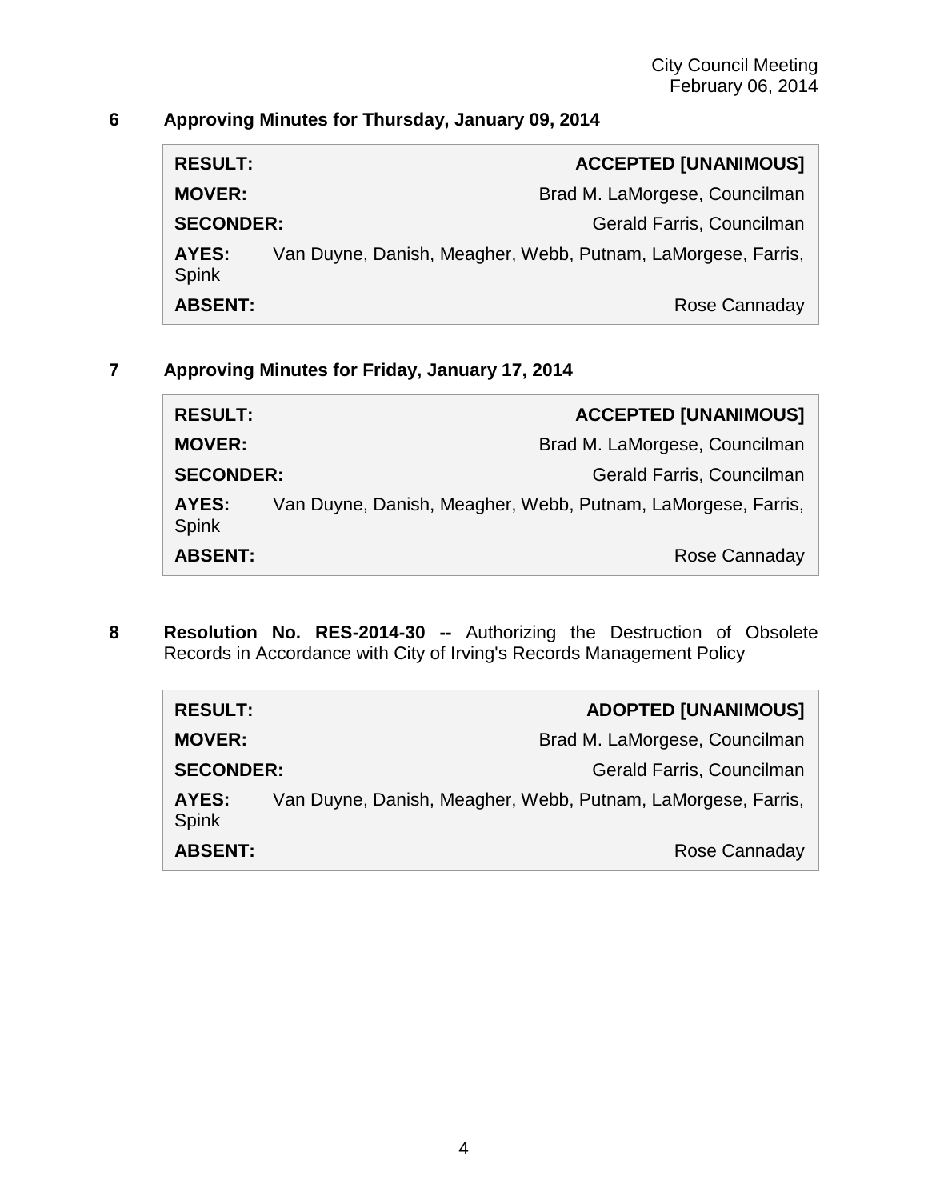**6 Approving Minutes for Thursday, January 09, 2014**

| | |
|---|---|
| **RESULT:** | **ACCEPTED [UNANIMOUS]** |
| **MOVER:** | Brad M. LaMorgese, Councilman |
| **SECONDER:** | Gerald Farris, Councilman |
| **AYES:** | Van Duyne, Danish, Meagher, Webb, Putnam, LaMorgese, Farris, Spink |
| **ABSENT:** | Rose Cannaday |

**7 Approving Minutes for Friday, January 17, 2014**

| | |
|---|---|
| **RESULT:** | **ACCEPTED [UNANIMOUS]** |
| **MOVER:** | Brad M. LaMorgese, Councilman |
| **SECONDER:** | Gerald Farris, Councilman |
| **AYES:** | Van Duyne, Danish, Meagher, Webb, Putnam, LaMorgese, Farris, Spink |
| **ABSENT:** | Rose Cannaday |

**8 Resolution No. RES-2014-30 --** Authorizing the Destruction of Obsolete Records in Accordance with City of Irving's Records Management Policy

| | |
|---|---|
| **RESULT:** | **ADOPTED [UNANIMOUS]** |
| **MOVER:** | Brad M. LaMorgese, Councilman |
| **SECONDER:** | Gerald Farris, Councilman |
| **AYES:** | Van Duyne, Danish, Meagher, Webb, Putnam, LaMorgese, Farris, Spink |
| **ABSENT:** | Rose Cannaday |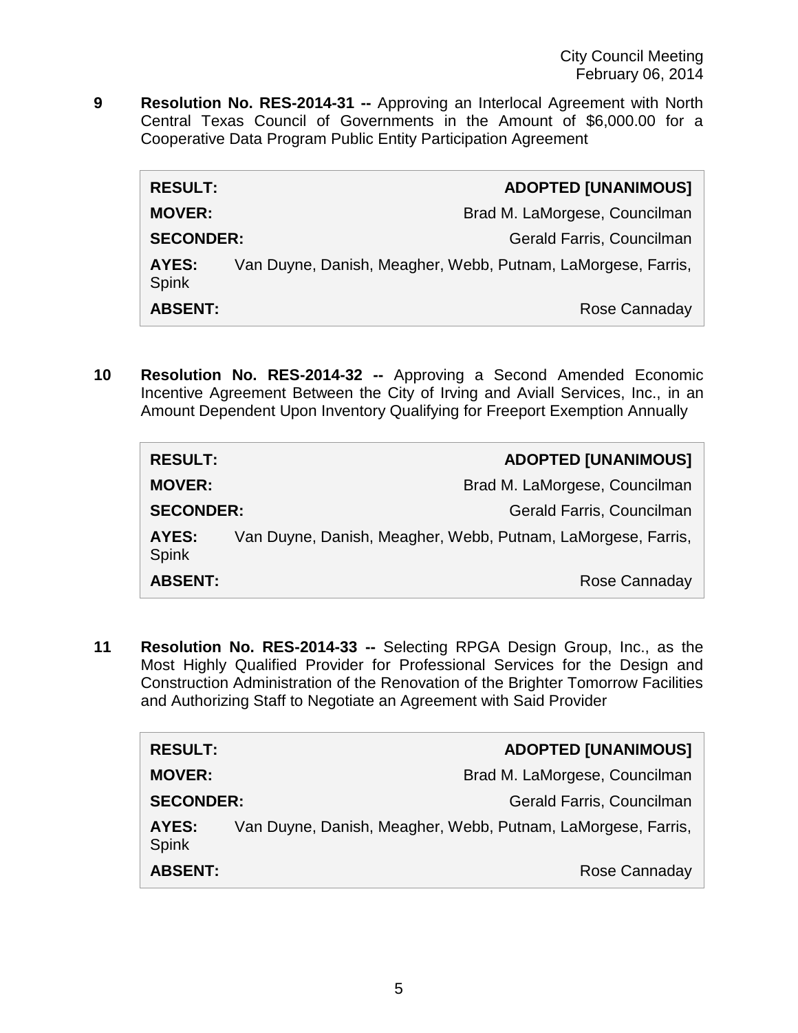**9** **Resolution No. RES-2014-31 --** Approving an Interlocal Agreement with North Central Texas Council of Governments in the Amount of $6,000.00 for a Cooperative Data Program Public Entity Participation Agreement

| | |
|---|---|
| **RESULT:** | **ADOPTED [UNANIMOUS]** |
| **MOVER:** | Brad M. LaMorgese, Councilman |
| **SECONDER:** | Gerald Farris, Councilman |
| **AYES:** | Van Duyne, Danish, Meagher, Webb, Putnam, LaMorgese, Farris, Spink |
| **ABSENT:** | Rose Cannaday |

**10** **Resolution No. RES-2014-32 --** Approving a Second Amended Economic Incentive Agreement Between the City of Irving and Aviall Services, Inc., in an Amount Dependent Upon Inventory Qualifying for Freeport Exemption Annually

| | |
|---|---|
| **RESULT:** | **ADOPTED [UNANIMOUS]** |
| **MOVER:** | Brad M. LaMorgese, Councilman |
| **SECONDER:** | Gerald Farris, Councilman |
| **AYES:** | Van Duyne, Danish, Meagher, Webb, Putnam, LaMorgese, Farris, Spink |
| **ABSENT:** | Rose Cannaday |

**11** **Resolution No. RES-2014-33 --** Selecting RPGA Design Group, Inc., as the Most Highly Qualified Provider for Professional Services for the Design and Construction Administration of the Renovation of the Brighter Tomorrow Facilities and Authorizing Staff to Negotiate an Agreement with Said Provider

| | |
|---|---|
| **RESULT:** | **ADOPTED [UNANIMOUS]** |
| **MOVER:** | Brad M. LaMorgese, Councilman |
| **SECONDER:** | Gerald Farris, Councilman |
| **AYES:** | Van Duyne, Danish, Meagher, Webb, Putnam, LaMorgese, Farris, Spink |
| **ABSENT:** | Rose Cannaday |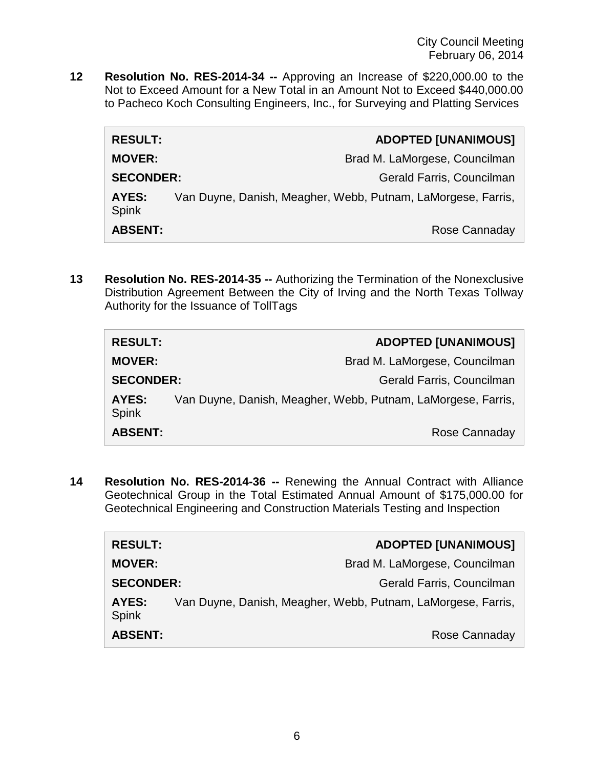**12 Resolution No. RES-2014-34 --** Approving an Increase of $220,000.00 to the Not to Exceed Amount for a New Total in an Amount Not to Exceed $440,000.00 to Pacheco Koch Consulting Engineers, Inc., for Surveying and Platting Services

| | |
|---|---|
| **RESULT:** | **ADOPTED [UNANIMOUS]** |
| **MOVER:** | Brad M. LaMorgese, Councilman |
| **SECONDER:** | Gerald Farris, Councilman |
| **AYES:** | Van Duyne, Danish, Meagher, Webb, Putnam, LaMorgese, Farris, Spink |
| **ABSENT:** | Rose Cannaday |

**13 Resolution No. RES-2014-35 --** Authorizing the Termination of the Nonexclusive Distribution Agreement Between the City of Irving and the North Texas Tollway Authority for the Issuance of TollTags

| | |
|---|---|
| **RESULT:** | **ADOPTED [UNANIMOUS]** |
| **MOVER:** | Brad M. LaMorgese, Councilman |
| **SECONDER:** | Gerald Farris, Councilman |
| **AYES:** | Van Duyne, Danish, Meagher, Webb, Putnam, LaMorgese, Farris, Spink |
| **ABSENT:** | Rose Cannaday |

**14 Resolution No. RES-2014-36 --** Renewing the Annual Contract with Alliance Geotechnical Group in the Total Estimated Annual Amount of $175,000.00 for Geotechnical Engineering and Construction Materials Testing and Inspection

| | |
|---|---|
| **RESULT:** | **ADOPTED [UNANIMOUS]** |
| **MOVER:** | Brad M. LaMorgese, Councilman |
| **SECONDER:** | Gerald Farris, Councilman |
| **AYES:** | Van Duyne, Danish, Meagher, Webb, Putnam, LaMorgese, Farris, Spink |
| **ABSENT:** | Rose Cannaday |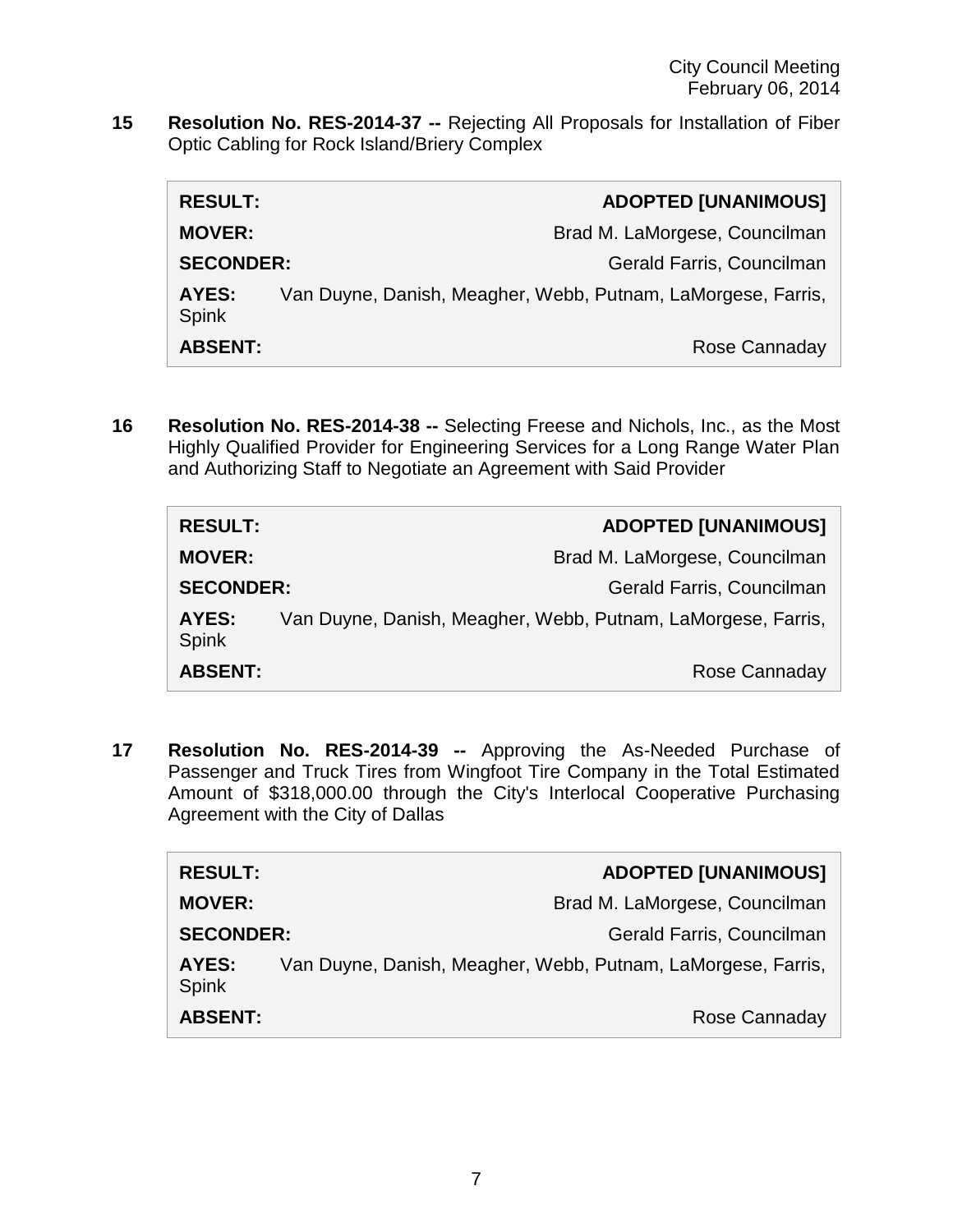**15** **Resolution No. RES-2014-37 --** Rejecting All Proposals for Installation of Fiber Optic Cabling for Rock Island/Briery Complex

| | |
|---|---|
| **RESULT:** | **ADOPTED [UNANIMOUS]** |
| **MOVER:** | Brad M. LaMorgese, Councilman |
| **SECONDER:** | Gerald Farris, Councilman |
| **AYES:** | Van Duyne, Danish, Meagher, Webb, Putnam, LaMorgese, Farris, Spink |
| **ABSENT:** | Rose Cannaday |

**16** **Resolution No. RES-2014-38 --** Selecting Freese and Nichols, Inc., as the Most Highly Qualified Provider for Engineering Services for a Long Range Water Plan and Authorizing Staff to Negotiate an Agreement with Said Provider

| | |
|---|---|
| **RESULT:** | **ADOPTED [UNANIMOUS]** |
| **MOVER:** | Brad M. LaMorgese, Councilman |
| **SECONDER:** | Gerald Farris, Councilman |
| **AYES:** | Van Duyne, Danish, Meagher, Webb, Putnam, LaMorgese, Farris, Spink |
| **ABSENT:** | Rose Cannaday |

**17** **Resolution No. RES-2014-39 --** Approving the As-Needed Purchase of Passenger and Truck Tires from Wingfoot Tire Company in the Total Estimated Amount of $318,000.00 through the City's Interlocal Cooperative Purchasing Agreement with the City of Dallas

| | |
|---|---|
| **RESULT:** | **ADOPTED [UNANIMOUS]** |
| **MOVER:** | Brad M. LaMorgese, Councilman |
| **SECONDER:** | Gerald Farris, Councilman |
| **AYES:** | Van Duyne, Danish, Meagher, Webb, Putnam, LaMorgese, Farris, Spink |
| **ABSENT:** | Rose Cannaday |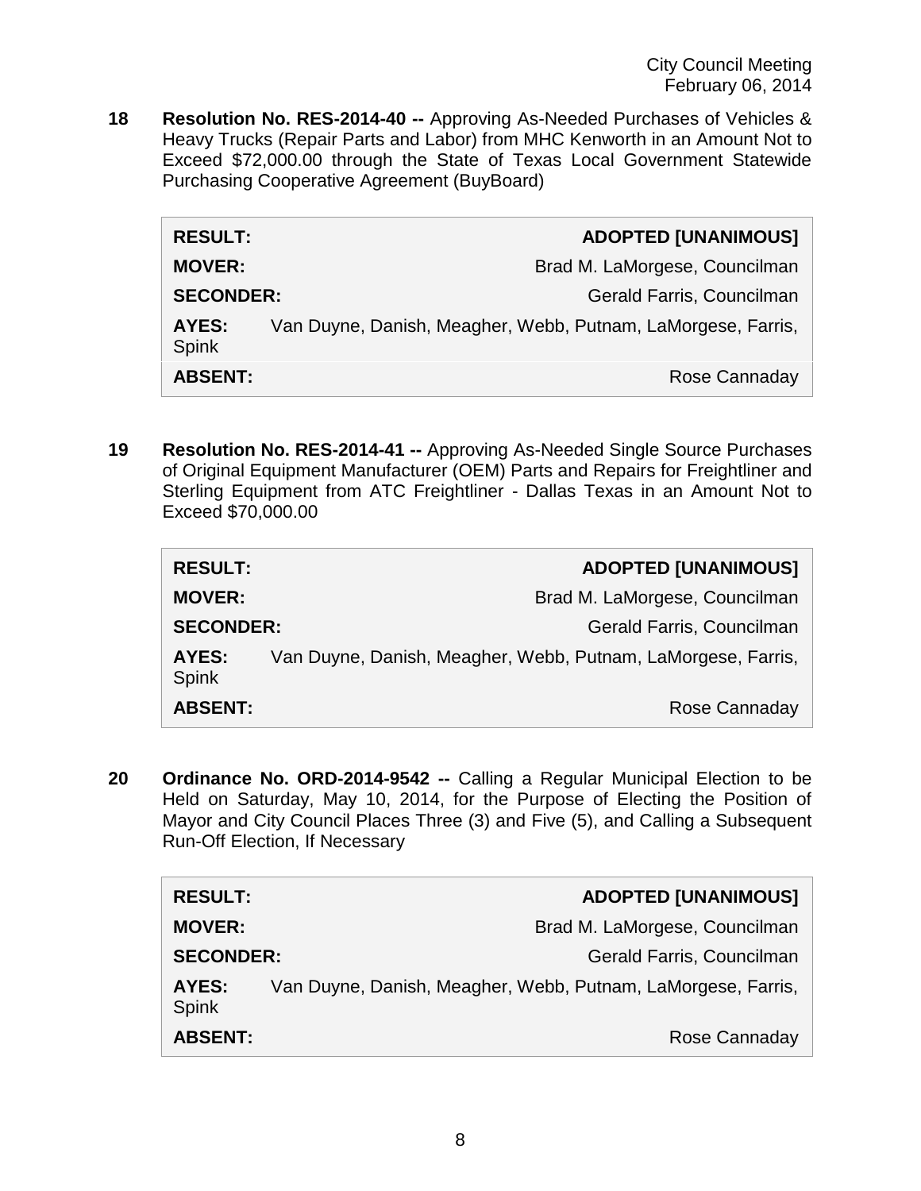**18 Resolution No. RES-2014-40 --** Approving As-Needed Purchases of Vehicles & Heavy Trucks (Repair Parts and Labor) from MHC Kenworth in an Amount Not to Exceed $72,000.00 through the State of Texas Local Government Statewide Purchasing Cooperative Agreement (BuyBoard)

| | |
|---|---|
| **RESULT:** | **ADOPTED [UNANIMOUS]** |
| **MOVER:** | Brad M. LaMorgese, Councilman |
| **SECONDER:** | Gerald Farris, Councilman |
| **AYES:** | Van Duyne, Danish, Meagher, Webb, Putnam, LaMorgese, Farris, Spink |
| **ABSENT:** | Rose Cannaday |

**19 Resolution No. RES-2014-41 --** Approving As-Needed Single Source Purchases of Original Equipment Manufacturer (OEM) Parts and Repairs for Freightliner and Sterling Equipment from ATC Freightliner - Dallas Texas in an Amount Not to Exceed $70,000.00

| | |
|---|---|
| **RESULT:** | **ADOPTED [UNANIMOUS]** |
| **MOVER:** | Brad M. LaMorgese, Councilman |
| **SECONDER:** | Gerald Farris, Councilman |
| **AYES:** | Van Duyne, Danish, Meagher, Webb, Putnam, LaMorgese, Farris, Spink |
| **ABSENT:** | Rose Cannaday |

**20 Ordinance No. ORD-2014-9542 --** Calling a Regular Municipal Election to be Held on Saturday, May 10, 2014, for the Purpose of Electing the Position of Mayor and City Council Places Three (3) and Five (5), and Calling a Subsequent Run-Off Election, If Necessary

| | |
|---|---|
| **RESULT:** | **ADOPTED [UNANIMOUS]** |
| **MOVER:** | Brad M. LaMorgese, Councilman |
| **SECONDER:** | Gerald Farris, Councilman |
| **AYES:** | Van Duyne, Danish, Meagher, Webb, Putnam, LaMorgese, Farris, Spink |
| **ABSENT:** | Rose Cannaday |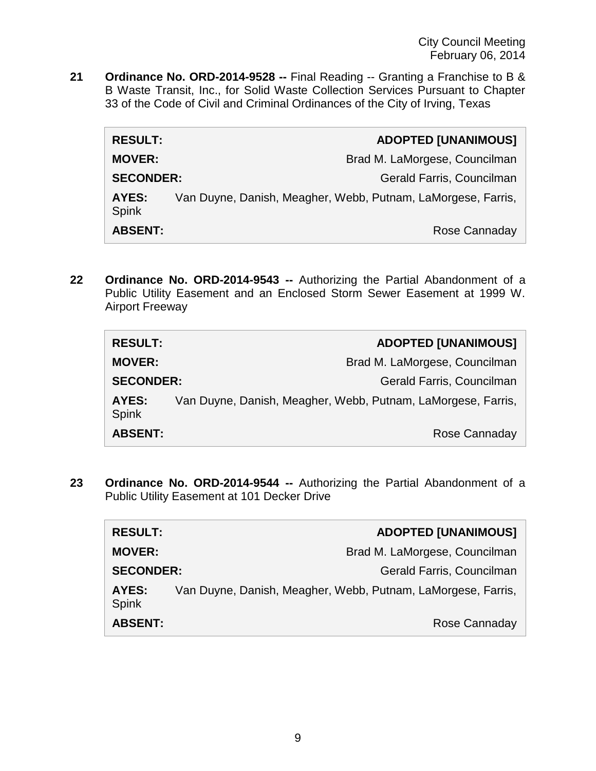**21 Ordinance No. ORD-2014-9528 --** Final Reading -- Granting a Franchise to B & B Waste Transit, Inc., for Solid Waste Collection Services Pursuant to Chapter 33 of the Code of Civil and Criminal Ordinances of the City of Irving, Texas

| | |
|---|---|
| **RESULT:** | **ADOPTED [UNANIMOUS]** |
| **MOVER:** | Brad M. LaMorgese, Councilman |
| **SECONDER:** | Gerald Farris, Councilman |
| **AYES:** | Van Duyne, Danish, Meagher, Webb, Putnam, LaMorgese, Farris, Spink |
| **ABSENT:** | Rose Cannaday |

**22 Ordinance No. ORD-2014-9543 --** Authorizing the Partial Abandonment of a Public Utility Easement and an Enclosed Storm Sewer Easement at 1999 W. Airport Freeway

| | |
|---|---|
| **RESULT:** | **ADOPTED [UNANIMOUS]** |
| **MOVER:** | Brad M. LaMorgese, Councilman |
| **SECONDER:** | Gerald Farris, Councilman |
| **AYES:** | Van Duyne, Danish, Meagher, Webb, Putnam, LaMorgese, Farris, Spink |
| **ABSENT:** | Rose Cannaday |

**23 Ordinance No. ORD-2014-9544 --** Authorizing the Partial Abandonment of a Public Utility Easement at 101 Decker Drive

| | |
|---|---|
| **RESULT:** | **ADOPTED [UNANIMOUS]** |
| **MOVER:** | Brad M. LaMorgese, Councilman |
| **SECONDER:** | Gerald Farris, Councilman |
| **AYES:** | Van Duyne, Danish, Meagher, Webb, Putnam, LaMorgese, Farris, Spink |
| **ABSENT:** | Rose Cannaday |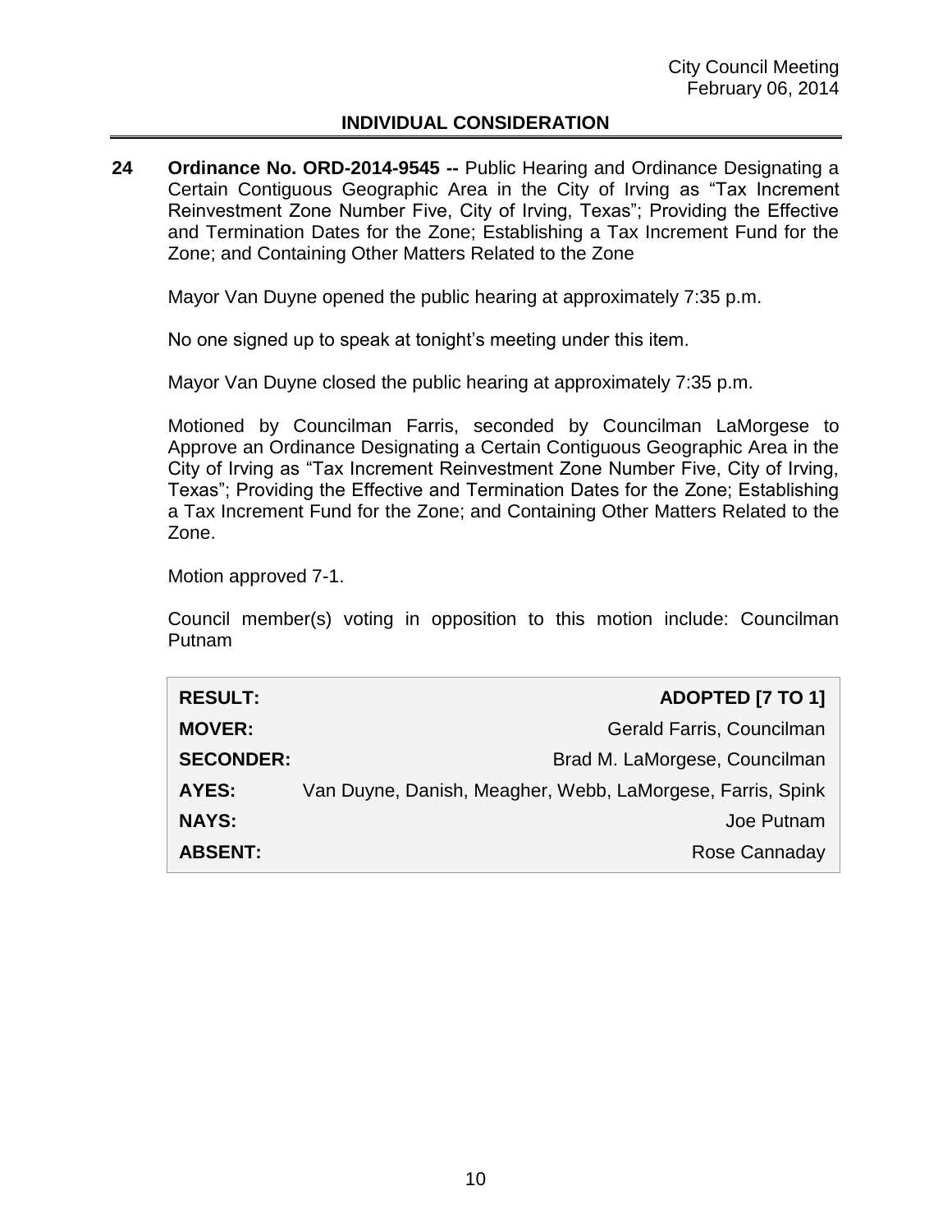## INDIVIDUAL CONSIDERATION

**24 Ordinance No. ORD-2014-9545 --** Public Hearing and Ordinance Designating a Certain Contiguous Geographic Area in the City of Irving as "Tax Increment Reinvestment Zone Number Five, City of Irving, Texas"; Providing the Effective and Termination Dates for the Zone; Establishing a Tax Increment Fund for the Zone; and Containing Other Matters Related to the Zone

Mayor Van Duyne opened the public hearing at approximately 7:35 p.m.

No one signed up to speak at tonight's meeting under this item.

Mayor Van Duyne closed the public hearing at approximately 7:35 p.m.

Motioned by Councilman Farris, seconded by Councilman LaMorgese to Approve an Ordinance Designating a Certain Contiguous Geographic Area in the City of Irving as "Tax Increment Reinvestment Zone Number Five, City of Irving, Texas"; Providing the Effective and Termination Dates for the Zone; Establishing a Tax Increment Fund for the Zone; and Containing Other Matters Related to the Zone.

Motion approved 7-1.

Council member(s) voting in opposition to this motion include: Councilman Putnam

| | |
|---|---|
| **RESULT:** | **ADOPTED [7 TO 1]** |
| **MOVER:** | Gerald Farris, Councilman |
| **SECONDER:** | Brad M. LaMorgese, Councilman |
| **AYES:** | Van Duyne, Danish, Meagher, Webb, LaMorgese, Farris, Spink |
| **NAYS:** | Joe Putnam |
| **ABSENT:** | Rose Cannaday |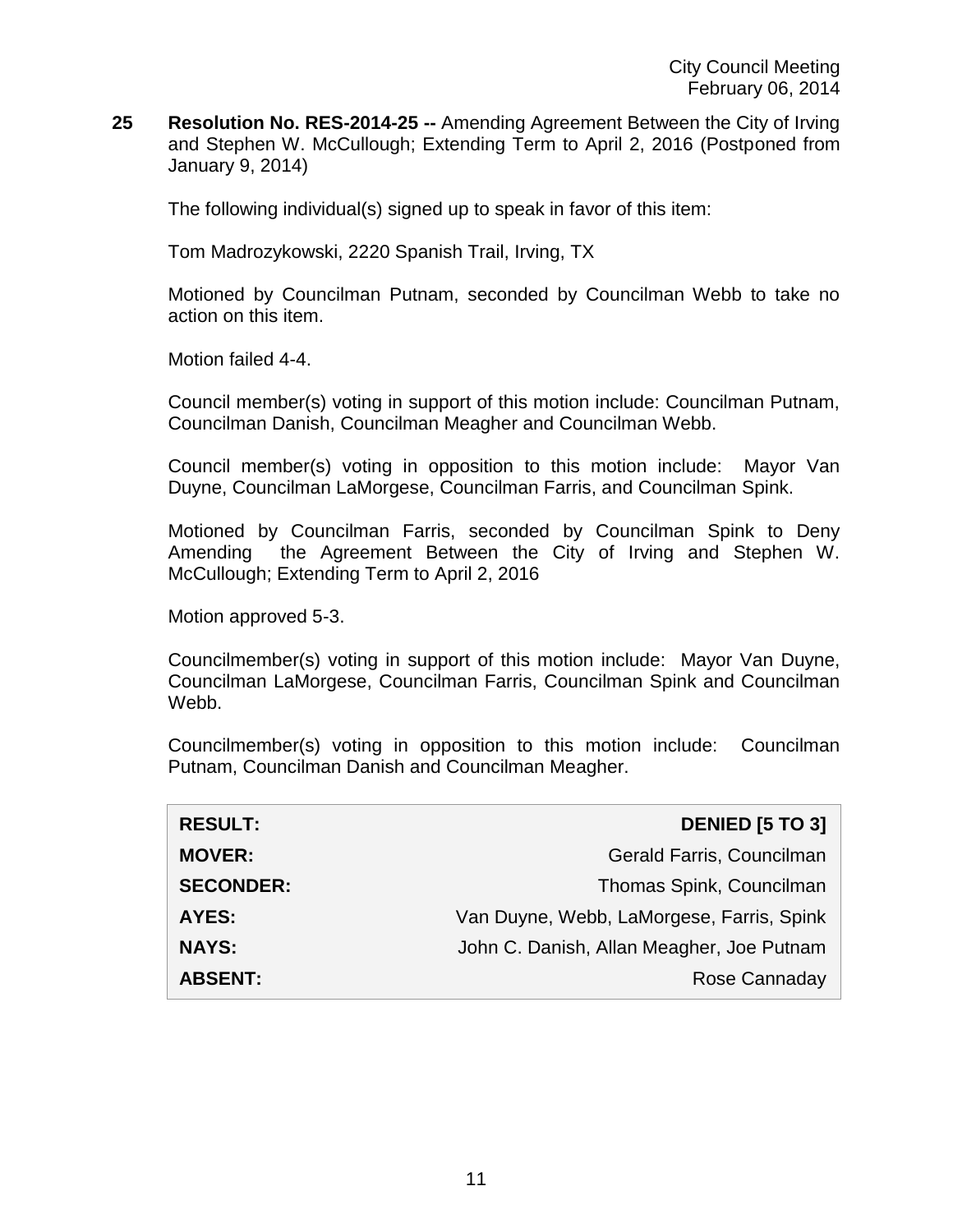**25 Resolution No. RES-2014-25 --** Amending Agreement Between the City of Irving and Stephen W. McCullough; Extending Term to April 2, 2016 (Postponed from January 9, 2014)

The following individual(s) signed up to speak in favor of this item:

Tom Madrozykowski, 2220 Spanish Trail, Irving, TX

Motioned by Councilman Putnam, seconded by Councilman Webb to take no action on this item.

Motion failed 4-4.

Council member(s) voting in support of this motion include: Councilman Putnam, Councilman Danish, Councilman Meagher and Councilman Webb.

Council member(s) voting in opposition to this motion include: Mayor Van Duyne, Councilman LaMorgese, Councilman Farris, and Councilman Spink.

Motioned by Councilman Farris, seconded by Councilman Spink to Deny Amending the Agreement Between the City of Irving and Stephen W. McCullough; Extending Term to April 2, 2016

Motion approved 5-3.

Councilmember(s) voting in support of this motion include: Mayor Van Duyne, Councilman LaMorgese, Councilman Farris, Councilman Spink and Councilman Webb.

Councilmember(s) voting in opposition to this motion include: Councilman Putnam, Councilman Danish and Councilman Meagher.

| | |
|---|---|
| **RESULT:** | **DENIED [5 TO 3]** |
| **MOVER:** | Gerald Farris, Councilman |
| **SECONDER:** | Thomas Spink, Councilman |
| **AYES:** | Van Duyne, Webb, LaMorgese, Farris, Spink |
| **NAYS:** | John C. Danish, Allan Meagher, Joe Putnam |
| **ABSENT:** | Rose Cannaday |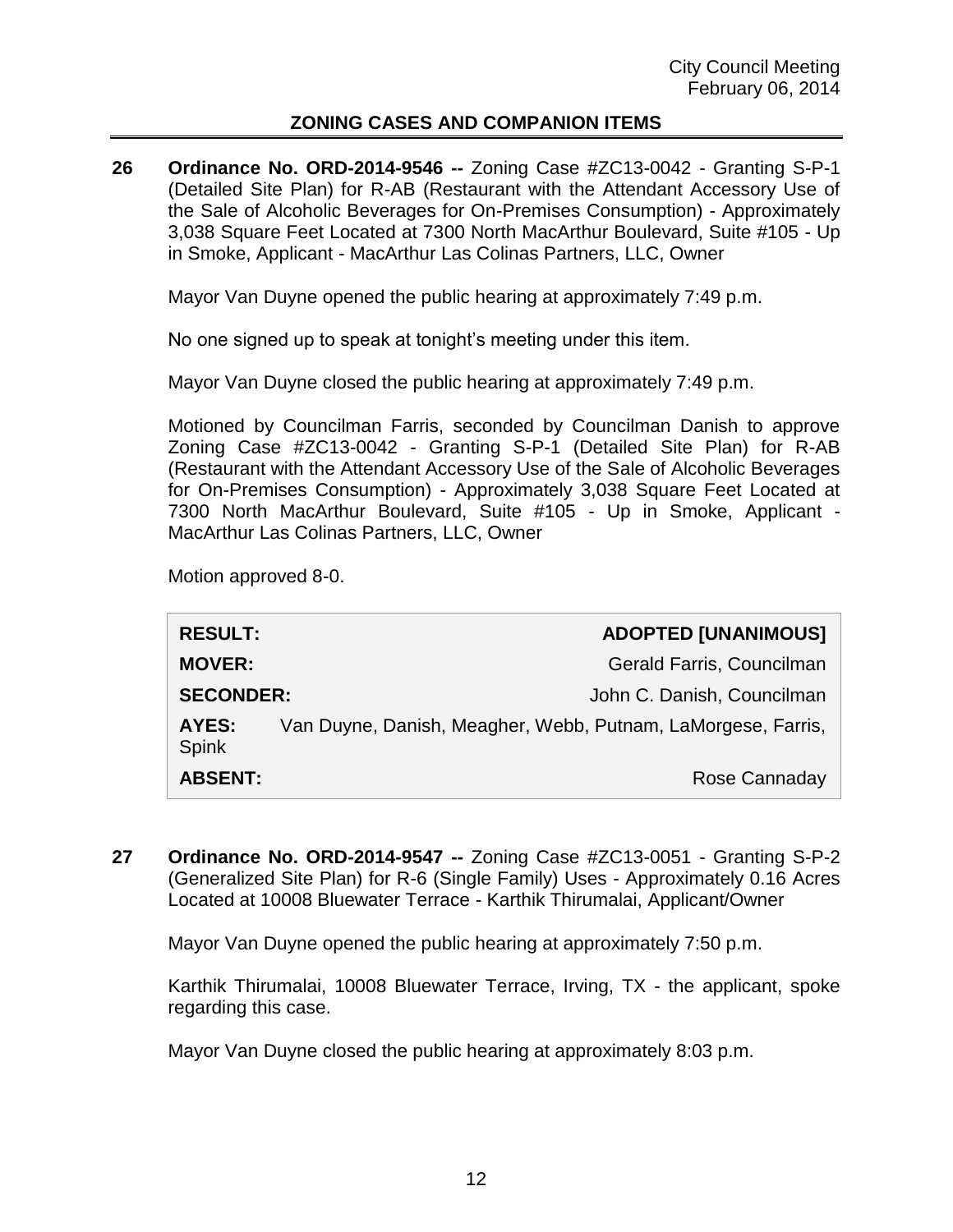## ZONING CASES AND COMPANION ITEMS

**26 Ordinance No. ORD-2014-9546 --** Zoning Case #ZC13-0042 - Granting S-P-1 (Detailed Site Plan) for R-AB (Restaurant with the Attendant Accessory Use of the Sale of Alcoholic Beverages for On-Premises Consumption) - Approximately 3,038 Square Feet Located at 7300 North MacArthur Boulevard, Suite #105 - Up in Smoke, Applicant - MacArthur Las Colinas Partners, LLC, Owner

Mayor Van Duyne opened the public hearing at approximately 7:49 p.m.

No one signed up to speak at tonight's meeting under this item.

Mayor Van Duyne closed the public hearing at approximately 7:49 p.m.

Motioned by Councilman Farris, seconded by Councilman Danish to approve Zoning Case #ZC13-0042 - Granting S-P-1 (Detailed Site Plan) for R-AB (Restaurant with the Attendant Accessory Use of the Sale of Alcoholic Beverages for On-Premises Consumption) - Approximately 3,038 Square Feet Located at 7300 North MacArthur Boulevard, Suite #105 - Up in Smoke, Applicant - MacArthur Las Colinas Partners, LLC, Owner

Motion approved 8-0.

| | |
|---|---|
| **RESULT:** | **ADOPTED [UNANIMOUS]** |
| **MOVER:** | Gerald Farris, Councilman |
| **SECONDER:** | John C. Danish, Councilman |
| **AYES:** | Van Duyne, Danish, Meagher, Webb, Putnam, LaMorgese, Farris, Spink |
| **ABSENT:** | Rose Cannaday |

**27 Ordinance No. ORD-2014-9547 --** Zoning Case #ZC13-0051 - Granting S-P-2 (Generalized Site Plan) for R-6 (Single Family) Uses - Approximately 0.16 Acres Located at 10008 Bluewater Terrace - Karthik Thirumalai, Applicant/Owner

Mayor Van Duyne opened the public hearing at approximately 7:50 p.m.

Karthik Thirumalai, 10008 Bluewater Terrace, Irving, TX - the applicant, spoke regarding this case.

Mayor Van Duyne closed the public hearing at approximately 8:03 p.m.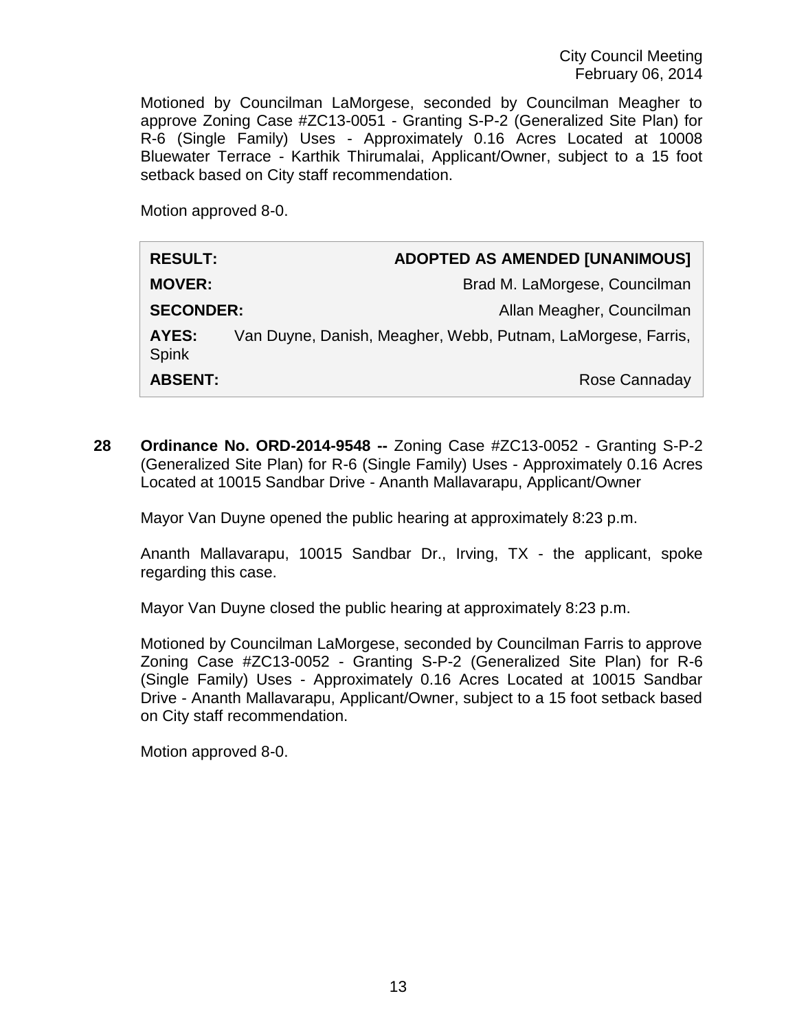Motioned by Councilman LaMorgese, seconded by Councilman Meagher to approve Zoning Case #ZC13-0051 - Granting S-P-2 (Generalized Site Plan) for R-6 (Single Family) Uses - Approximately 0.16 Acres Located at 10008 Bluewater Terrace - Karthik Thirumalai, Applicant/Owner, subject to a 15 foot setback based on City staff recommendation.

Motion approved 8-0.

| | |
|---|---|
| **RESULT:** | **ADOPTED AS AMENDED [UNANIMOUS]** |
| **MOVER:** | Brad M. LaMorgese, Councilman |
| **SECONDER:** | Allan Meagher, Councilman |
| **AYES:** | Van Duyne, Danish, Meagher, Webb, Putnam, LaMorgese, Farris, Spink |
| **ABSENT:** | Rose Cannaday |

**28 Ordinance No. ORD-2014-9548 --** Zoning Case #ZC13-0052 - Granting S-P-2 (Generalized Site Plan) for R-6 (Single Family) Uses - Approximately 0.16 Acres Located at 10015 Sandbar Drive - Ananth Mallavarapu, Applicant/Owner

Mayor Van Duyne opened the public hearing at approximately 8:23 p.m.

Ananth Mallavarapu, 10015 Sandbar Dr., Irving, TX - the applicant, spoke regarding this case.

Mayor Van Duyne closed the public hearing at approximately 8:23 p.m.

Motioned by Councilman LaMorgese, seconded by Councilman Farris to approve Zoning Case #ZC13-0052 - Granting S-P-2 (Generalized Site Plan) for R-6 (Single Family) Uses - Approximately 0.16 Acres Located at 10015 Sandbar Drive - Ananth Mallavarapu, Applicant/Owner, subject to a 15 foot setback based on City staff recommendation.

Motion approved 8-0.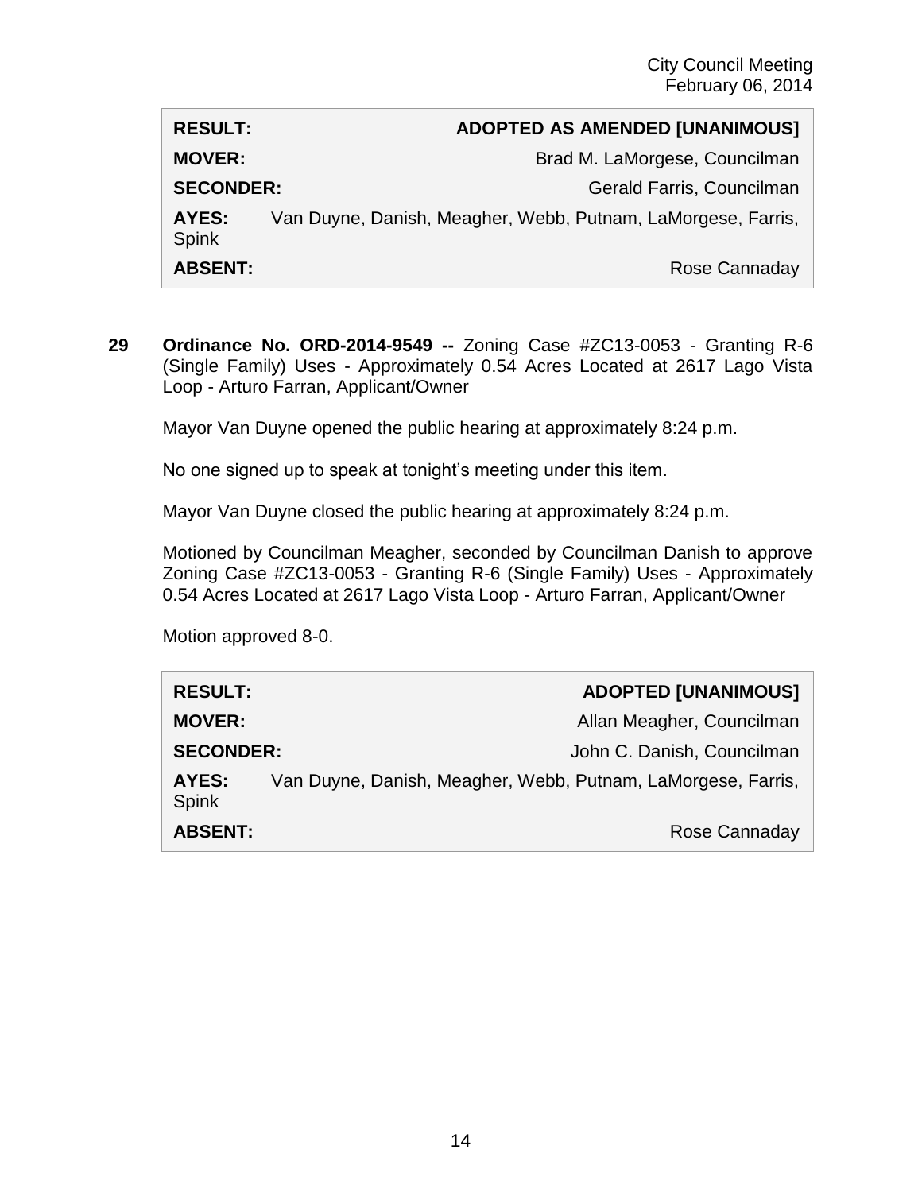| RESULT: | ADOPTED AS AMENDED [UNANIMOUS] |
|---|---|
| MOVER: | Brad M. LaMorgese, Councilman |
| SECONDER: | Gerald Farris, Councilman |
| AYES: | Van Duyne, Danish, Meagher, Webb, Putnam, LaMorgese, Farris, Spink |
| ABSENT: | Rose Cannaday |

**29 Ordinance No. ORD-2014-9549 --** Zoning Case #ZC13-0053 - Granting R-6 (Single Family) Uses - Approximately 0.54 Acres Located at 2617 Lago Vista Loop - Arturo Farran, Applicant/Owner

Mayor Van Duyne opened the public hearing at approximately 8:24 p.m.

No one signed up to speak at tonight's meeting under this item.

Mayor Van Duyne closed the public hearing at approximately 8:24 p.m.

Motioned by Councilman Meagher, seconded by Councilman Danish to approve Zoning Case #ZC13-0053 - Granting R-6 (Single Family) Uses - Approximately 0.54 Acres Located at 2617 Lago Vista Loop - Arturo Farran, Applicant/Owner

Motion approved 8-0.

| RESULT: | ADOPTED [UNANIMOUS] |
|---|---|
| MOVER: | Allan Meagher, Councilman |
| SECONDER: | John C. Danish, Councilman |
| AYES: | Van Duyne, Danish, Meagher, Webb, Putnam, LaMorgese, Farris, Spink |
| ABSENT: | Rose Cannaday |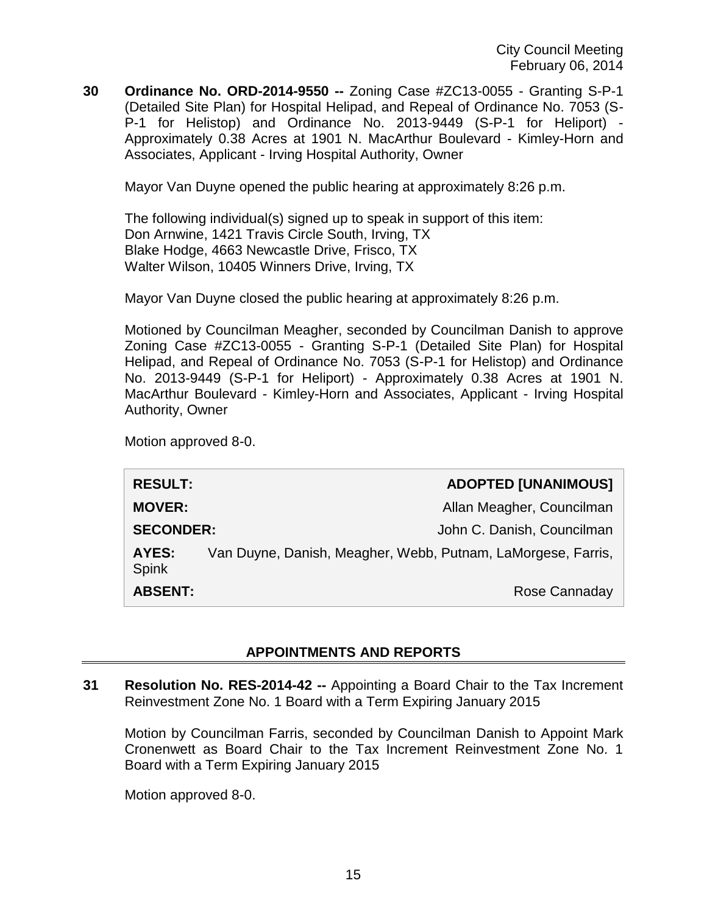**30 Ordinance No. ORD-2014-9550 --** Zoning Case #ZC13-0055 - Granting S-P-1 (Detailed Site Plan) for Hospital Helipad, and Repeal of Ordinance No. 7053 (S-P-1 for Helistop) and Ordinance No. 2013-9449 (S-P-1 for Heliport) - Approximately 0.38 Acres at 1901 N. MacArthur Boulevard - Kimley-Horn and Associates, Applicant - Irving Hospital Authority, Owner

Mayor Van Duyne opened the public hearing at approximately 8:26 p.m.

The following individual(s) signed up to speak in support of this item:
Don Arnwine, 1421 Travis Circle South, Irving, TX
Blake Hodge, 4663 Newcastle Drive, Frisco, TX
Walter Wilson, 10405 Winners Drive, Irving, TX

Mayor Van Duyne closed the public hearing at approximately 8:26 p.m.

Motioned by Councilman Meagher, seconded by Councilman Danish to approve Zoning Case #ZC13-0055 - Granting S-P-1 (Detailed Site Plan) for Hospital Helipad, and Repeal of Ordinance No. 7053 (S-P-1 for Helistop) and Ordinance No. 2013-9449 (S-P-1 for Heliport) - Approximately 0.38 Acres at 1901 N. MacArthur Boulevard - Kimley-Horn and Associates, Applicant - Irving Hospital Authority, Owner

Motion approved 8-0.

| | |
|---|---|
| **RESULT:** | **ADOPTED [UNANIMOUS]** |
| **MOVER:** | Allan Meagher, Councilman |
| **SECONDER:** | John C. Danish, Councilman |
| **AYES:** | Van Duyne, Danish, Meagher, Webb, Putnam, LaMorgese, Farris, Spink |
| **ABSENT:** | Rose Cannaday |

## APPOINTMENTS AND REPORTS

**31 Resolution No. RES-2014-42 --** Appointing a Board Chair to the Tax Increment Reinvestment Zone No. 1 Board with a Term Expiring January 2015

Motion by Councilman Farris, seconded by Councilman Danish to Appoint Mark Cronenwett as Board Chair to the Tax Increment Reinvestment Zone No. 1 Board with a Term Expiring January 2015

Motion approved 8-0.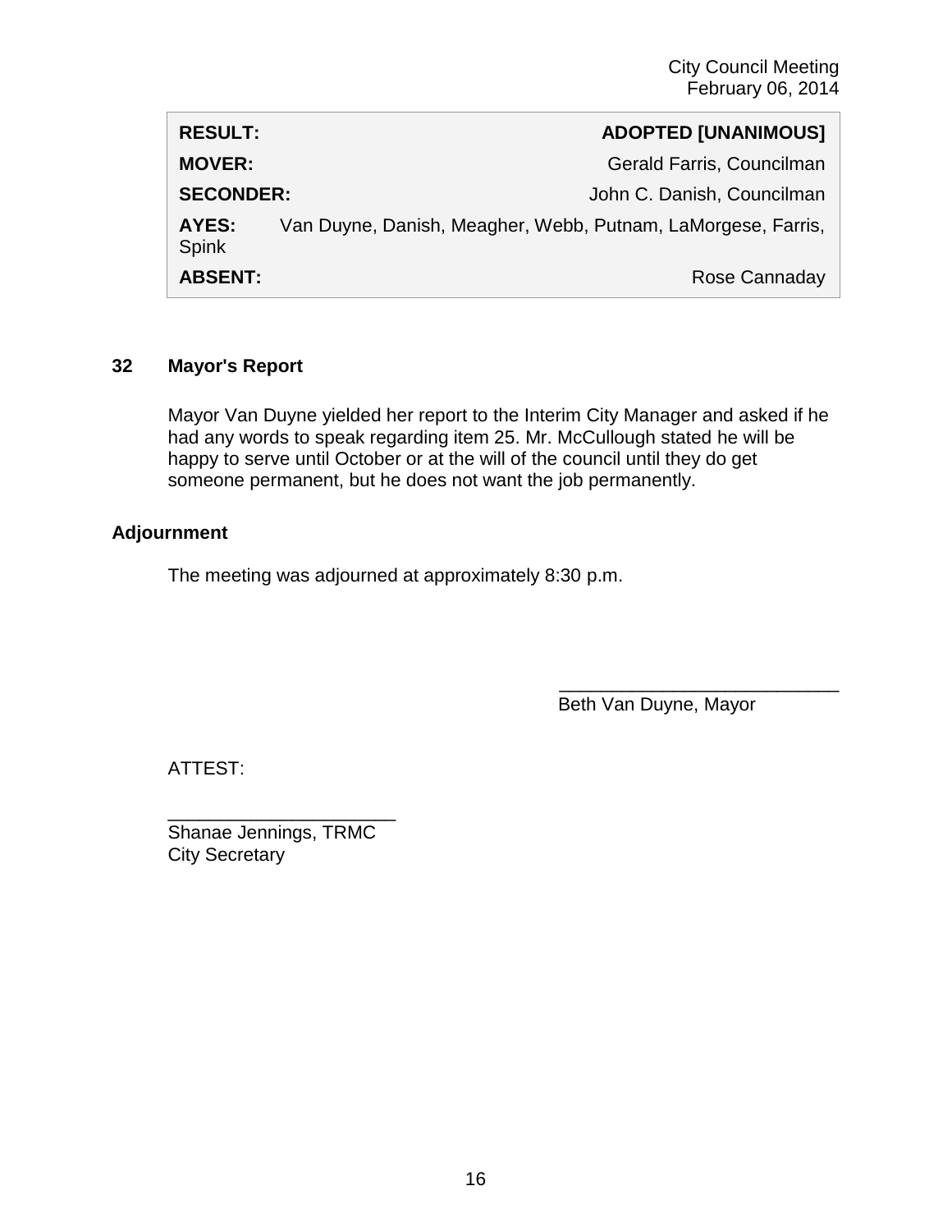| | |
|---|---|
| **RESULT:** | **ADOPTED [UNANIMOUS]** |
| **MOVER:** | Gerald Farris, Councilman |
| **SECONDER:** | John C. Danish, Councilman |
| **AYES:** | Van Duyne, Danish, Meagher, Webb, Putnam, LaMorgese, Farris, Spink |
| **ABSENT:** | Rose Cannaday |

## 32 Mayor's Report

Mayor Van Duyne yielded her report to the Interim City Manager and asked if he had any words to speak regarding item 25. Mr. McCullough stated he will be happy to serve until October or at the will of the council until they do get someone permanent, but he does not want the job permanently.

## Adjournment

The meeting was adjourned at approximately 8:30 p.m.

___________________________
Beth Van Duyne, Mayor

ATTEST:

______________________
Shanae Jennings, TRMC
City Secretary